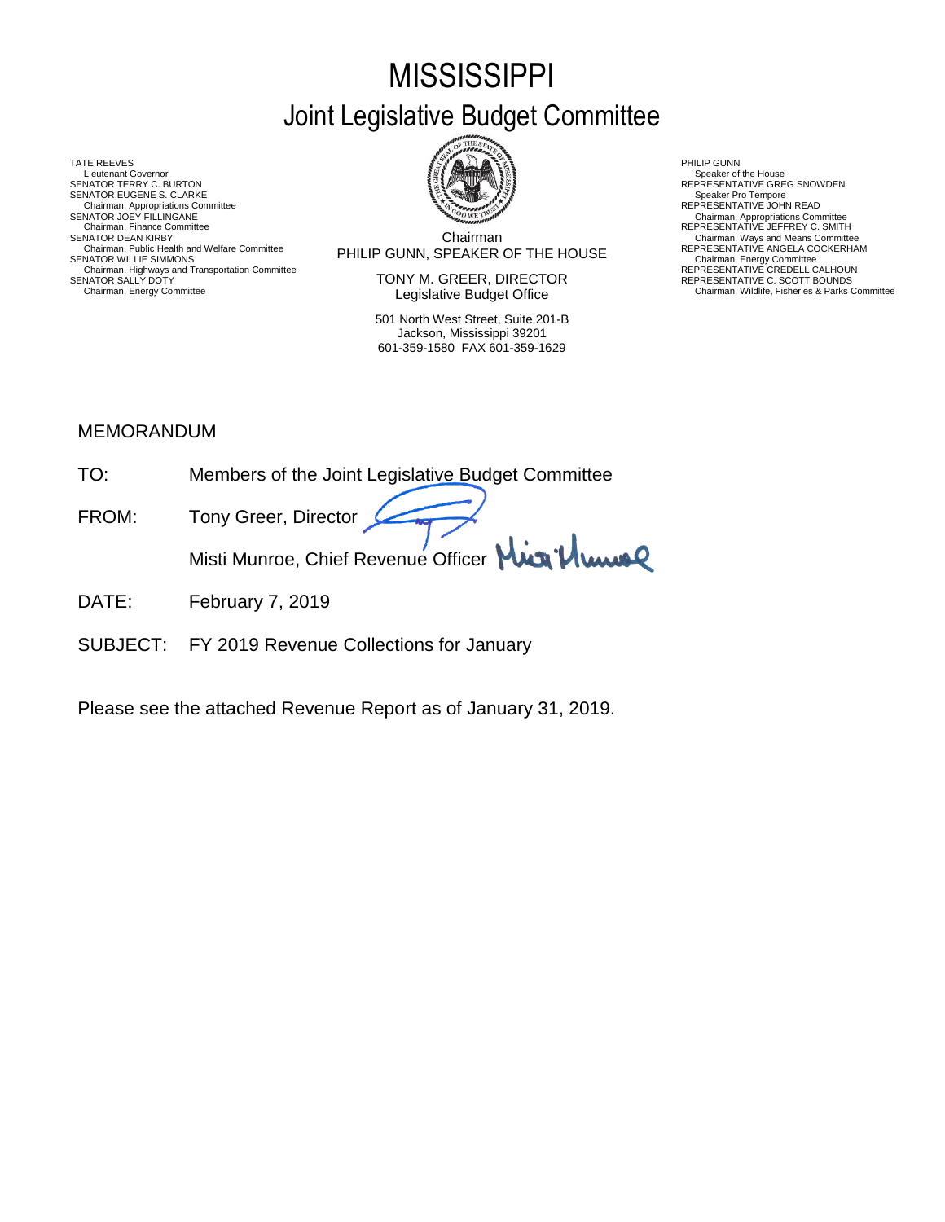# MISSISSIPPI
## Joint Legislative Budget Committee

TATE REEVES
Lieutenant Governor
SENATOR TERRY C. BURTON
SENATOR EUGENE S. CLARKE
Chairman, Appropriations Committee
SENATOR JOEY FILLINGANE
Chairman, Finance Committee
SENATOR DEAN KIRBY
Chairman, Public Health and Welfare Committee
SENATOR WILLIE SIMMONS
Chairman, Highways and Transportation Committee
SENATOR SALLY DOTY
Chairman, Energy Committee

Chairman
PHILIP GUNN, SPEAKER OF THE HOUSE

TONY M. GREER, DIRECTOR
Legislative Budget Office

501 North West Street, Suite 201-B
Jackson, Mississippi 39201
601-359-1580 FAX 601-359-1629

PHILIP GUNN
Speaker of the House
REPRESENTATIVE GREG SNOWDEN
Speaker Pro Tempore
REPRESENTATIVE JOHN READ
Chairman, Appropriations Committee
REPRESENTATIVE JEFFREY C. SMITH
Chairman, Ways and Means Committee
REPRESENTATIVE ANGELA COCKERHAM
Chairman, Energy Committee
REPRESENTATIVE CREDELL CALHOUN
REPRESENTATIVE C. SCOTT BOUNDS
Chairman, Wildlife, Fisheries & Parks Committee

MEMORANDUM

TO: Members of the Joint Legislative Budget Committee

FROM: Tony Greer, Director
Misti Munroe, Chief Revenue Officer

DATE: February 7, 2019

SUBJECT: FY 2019 Revenue Collections for January

Please see the attached Revenue Report as of January 31, 2019.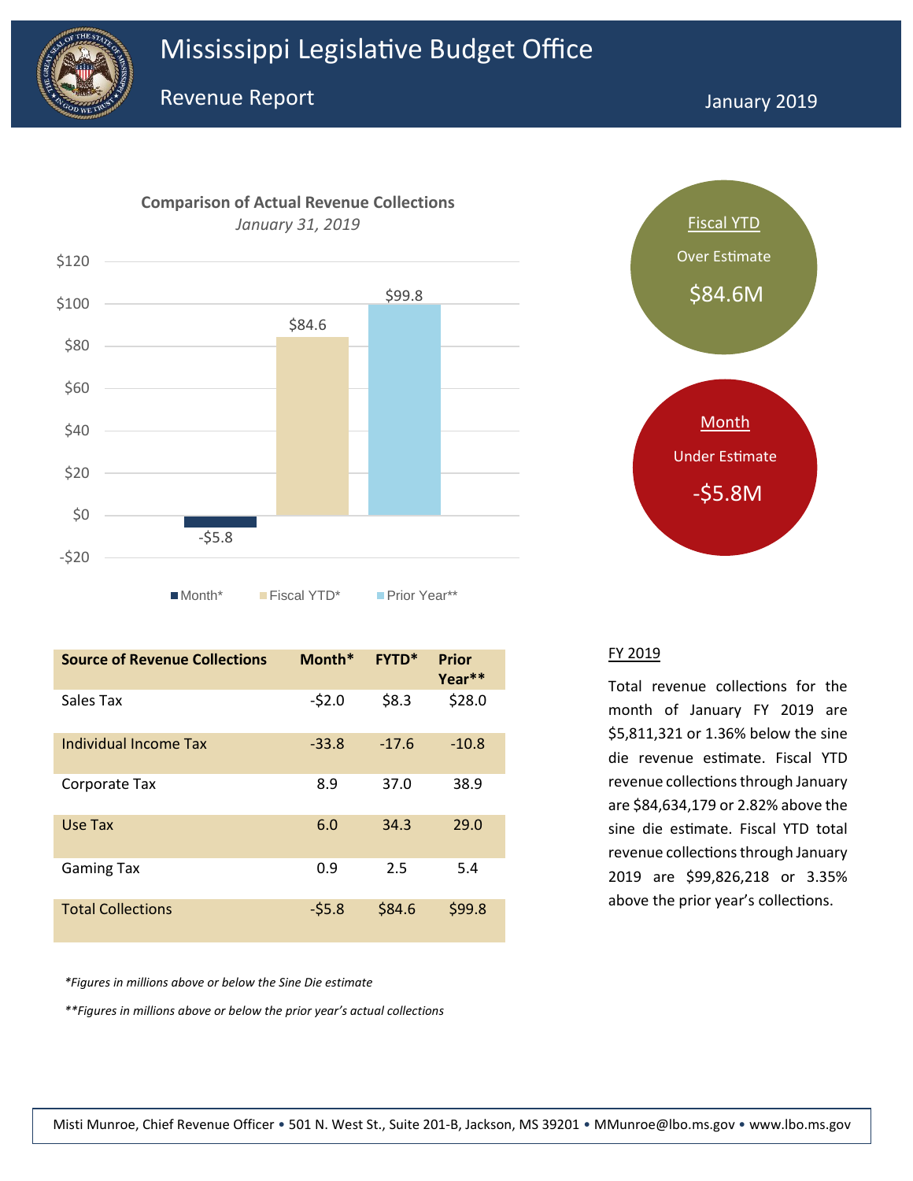# Mississippi Legislative Budget Office

## Revenue Report

January 2019

**Comparison of Actual Revenue Collections**

*January 31, 2019*

| | Month* | Fiscal YTD* | Prior Year** |
|---|---|---|---|
| Value | -$5.8 | $84.6 | $99.8 |

Fiscal YTD
Over Estimate
$84.6M

Month
Under Estimate
-$5.8M

| Source of Revenue Collections | Month* | FYTD* | Prior Year** |
|---|---|---|---|
| Sales Tax | -$2.0 | $8.3 | $28.0 |
| Individual Income Tax | -33.8 | -17.6 | -10.8 |
| Corporate Tax | 8.9 | 37.0 | 38.9 |
| Use Tax | 6.0 | 34.3 | 29.0 |
| Gaming Tax | 0.9 | 2.5 | 5.4 |
| Total Collections | -$5.8 | $84.6 | $99.8 |

*\*Figures in millions above or below the Sine Die estimate*

*\*\*Figures in millions above or below the prior year's actual collections*

### FY 2019

Total revenue collections for the month of January FY 2019 are $5,811,321 or 1.36% below the sine die revenue estimate. Fiscal YTD revenue collections through January are $84,634,179 or 2.82% above the sine die estimate. Fiscal YTD total revenue collections through January 2019 are $99,826,218 or 3.35% above the prior year's collections.

Misti Munroe, Chief Revenue Officer • 501 N. West St., Suite 201-B, Jackson, MS 39201 • MMunroe@lbo.ms.gov • www.lbo.ms.gov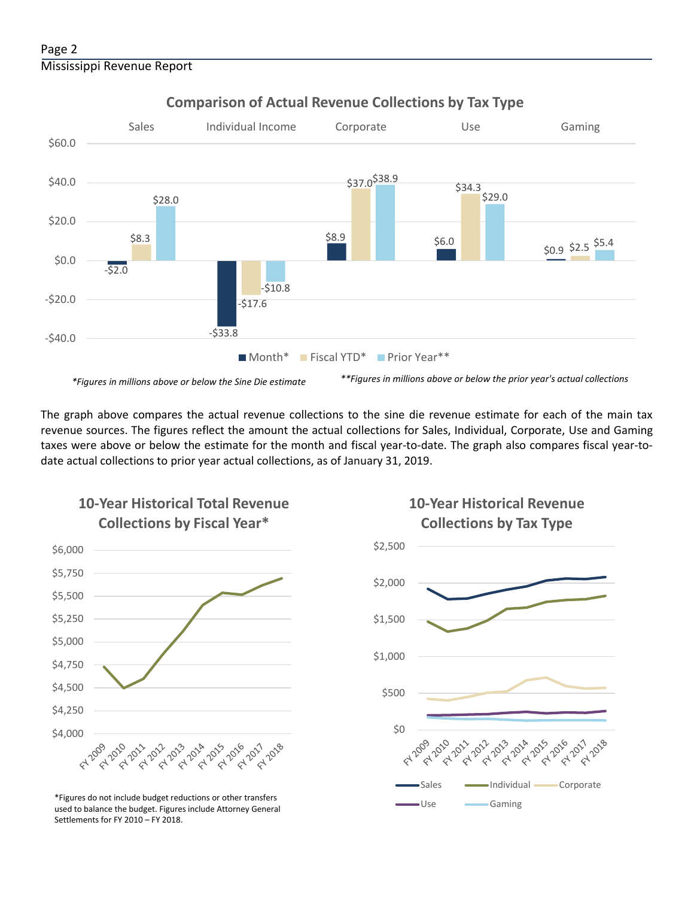## Comparison of Actual Revenue Collections by Tax Type

| | Month* | Fiscal YTD* | Prior Year** |
|---|---|---|---|
| Sales | -$2.0 | $8.3 | $28.0 |
| Individual Income | -$33.8 | -$17.6 | -$10.8 |
| Corporate | $8.9 | $37.0 | $38.9 |
| Use | $6.0 | $34.3 | $29.0 |
| Gaming | $0.9 | $2.5 | $5.4 |

*Figures in millions above or below the Sine Die estimate*

*\*\*Figures in millions above or below the prior year's actual collections*

The graph above compares the actual revenue collections to the sine die revenue estimate for each of the main tax revenue sources. The figures reflect the amount the actual collections for Sales, Individual, Corporate, Use and Gaming taxes were above or below the estimate for the month and fiscal year-to-date. The graph also compares fiscal year-to-date actual collections to prior year actual collections, as of January 31, 2019.

## 10-Year Historical Total Revenue Collections by Fiscal Year*

*Figures do not include budget reductions or other transfers used to balance the budget. Figures include Attorney General Settlements for FY 2010 – FY 2018.

## 10-Year Historical Revenue Collections by Tax Type

Sales, Individual, Corporate, Use, Gaming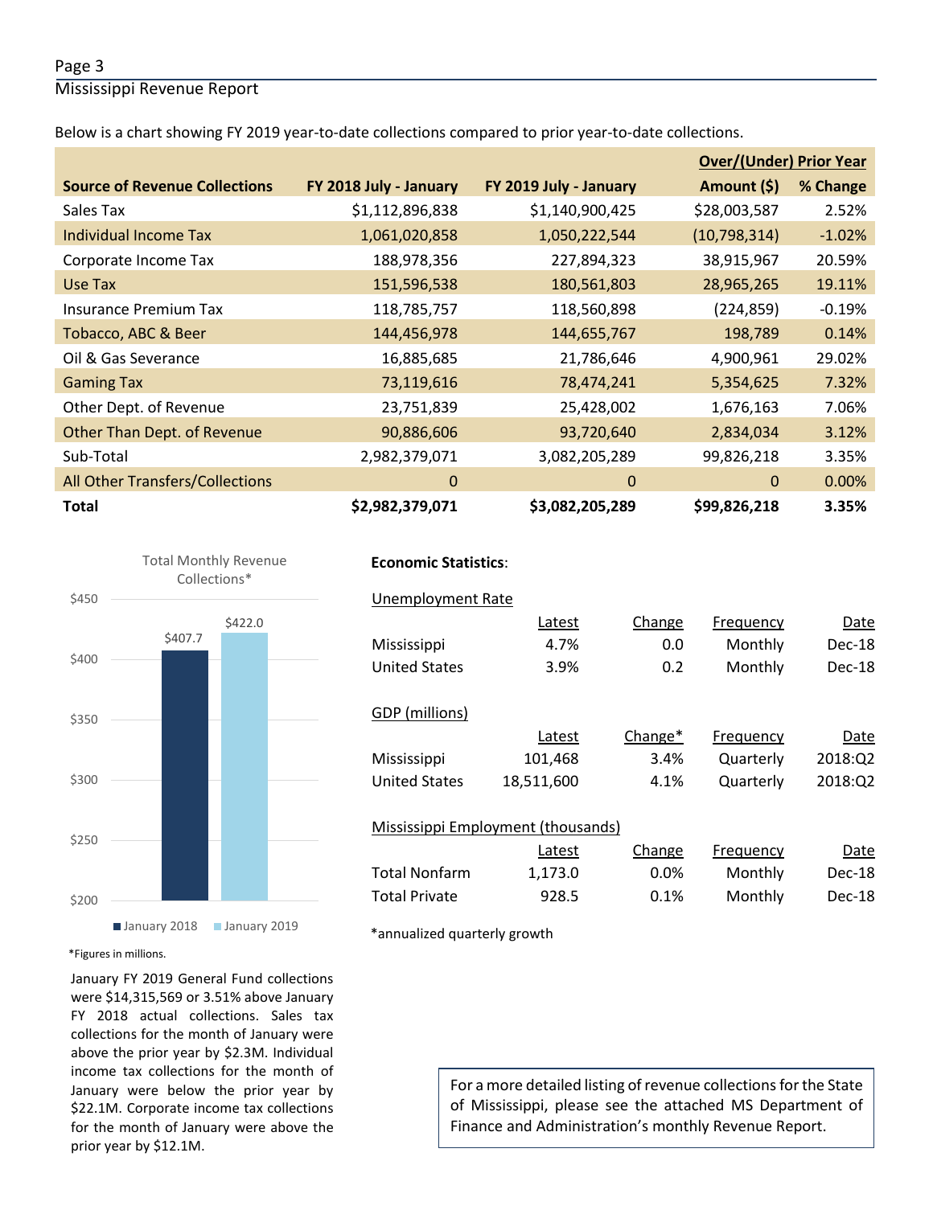Mississippi Revenue Report

Below is a chart showing FY 2019 year-to-date collections compared to prior year-to-date collections.

| Source of Revenue Collections | FY 2018 July - January | FY 2019 July - January | Over/(Under) Prior Year Amount ($) | % Change |
|---|---|---|---|---|
| Sales Tax | $1,112,896,838 | $1,140,900,425 | $28,003,587 | 2.52% |
| Individual Income Tax | 1,061,020,858 | 1,050,222,544 | (10,798,314) | -1.02% |
| Corporate Income Tax | 188,978,356 | 227,894,323 | 38,915,967 | 20.59% |
| Use Tax | 151,596,538 | 180,561,803 | 28,965,265 | 19.11% |
| Insurance Premium Tax | 118,785,757 | 118,560,898 | (224,859) | -0.19% |
| Tobacco, ABC & Beer | 144,456,978 | 144,655,767 | 198,789 | 0.14% |
| Oil & Gas Severance | 16,885,685 | 21,786,646 | 4,900,961 | 29.02% |
| Gaming Tax | 73,119,616 | 78,474,241 | 5,354,625 | 7.32% |
| Other Dept. of Revenue | 23,751,839 | 25,428,002 | 1,676,163 | 7.06% |
| Other Than Dept. of Revenue | 90,886,606 | 93,720,640 | 2,834,034 | 3.12% |
| Sub-Total | 2,982,379,071 | 3,082,205,289 | 99,826,218 | 3.35% |
| All Other Transfers/Collections | 0 | 0 | 0 | 0.00% |
| **Total** | **$2,982,379,071** | **$3,082,205,289** | **$99,826,218** | **3.35%** |

Total Monthly Revenue Collections*

| | January 2018 | January 2019 |
|---|---|---|
| Total Monthly Revenue Collections | $407.7 | $422.0 |

*Figures in millions.

January FY 2019 General Fund collections were $14,315,569 or 3.51% above January FY 2018 actual collections. Sales tax collections for the month of January were above the prior year by $2.3M. Individual income tax collections for the month of January were below the prior year by $22.1M. Corporate income tax collections for the month of January were above the prior year by $12.1M.

**Economic Statistics**:

Unemployment Rate

| | Latest | Change | Frequency | Date |
|---|---|---|---|---|
| Mississippi | 4.7% | 0.0 | Monthly | Dec-18 |
| United States | 3.9% | 0.2 | Monthly | Dec-18 |

GDP (millions)

| | Latest | Change* | Frequency | Date |
|---|---|---|---|---|
| Mississippi | 101,468 | 3.4% | Quarterly | 2018:Q2 |
| United States | 18,511,600 | 4.1% | Quarterly | 2018:Q2 |

Mississippi Employment (thousands)

| | Latest | Change | Frequency | Date |
|---|---|---|---|---|
| Total Nonfarm | 1,173.0 | 0.0% | Monthly | Dec-18 |
| Total Private | 928.5 | 0.1% | Monthly | Dec-18 |

*annualized quarterly growth

For a more detailed listing of revenue collections for the State of Mississippi, please see the attached MS Department of Finance and Administration's monthly Revenue Report.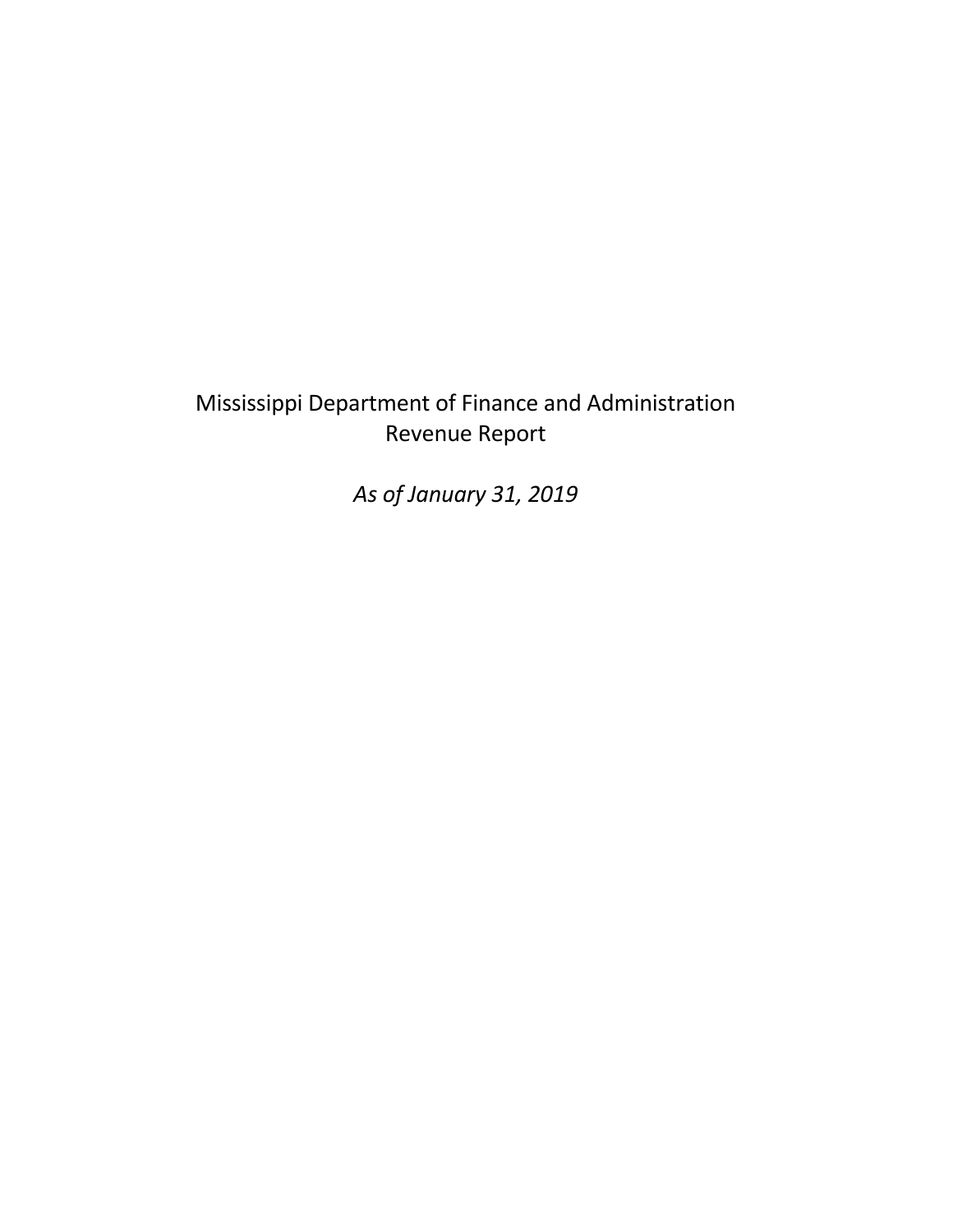# Mississippi Department of Finance and Administration
## Revenue Report

*As of January 31, 2019*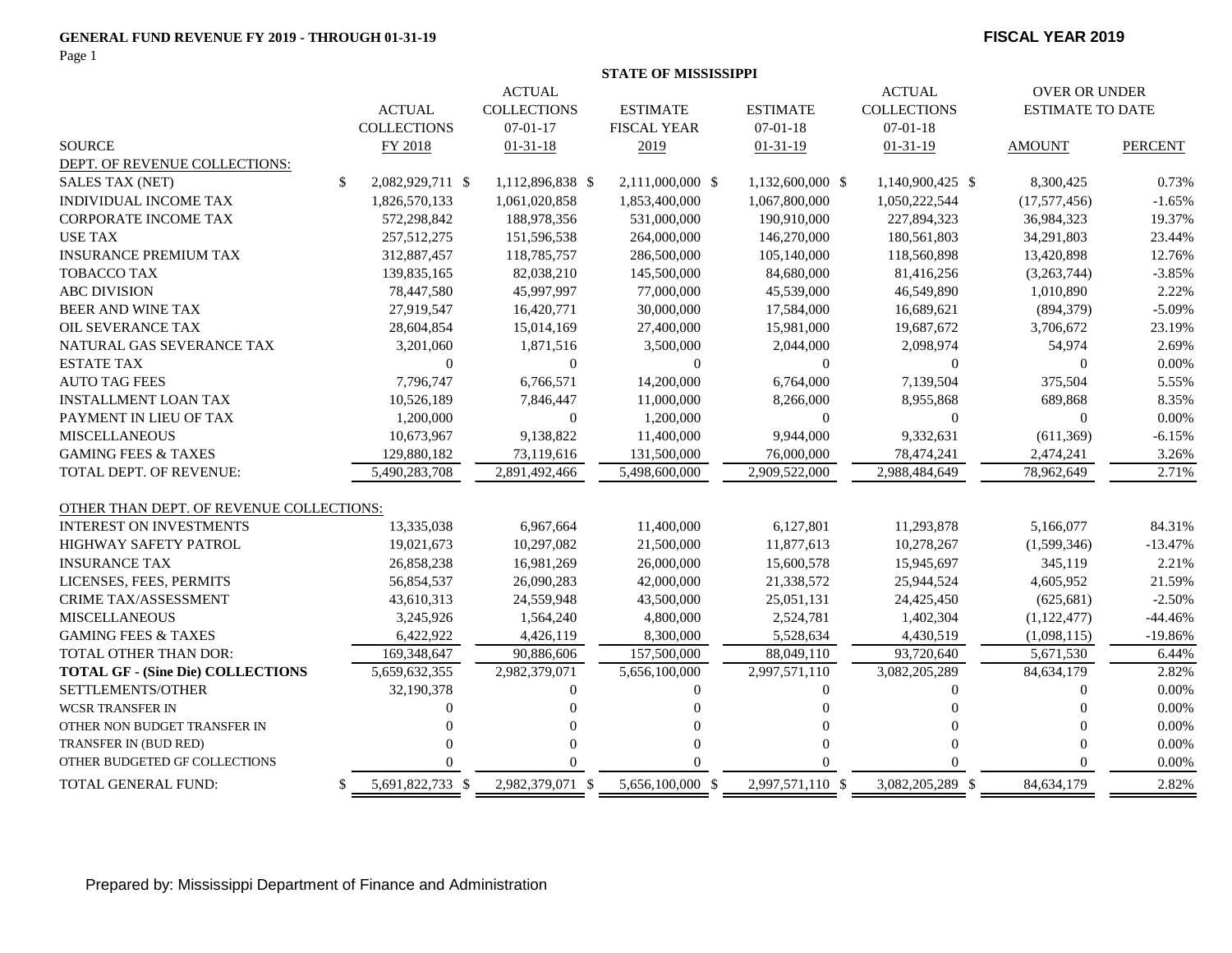**GENERAL FUND REVENUE FY 2019 - THROUGH 01-31-19**

**FISCAL YEAR 2019**

**STATE OF MISSISSIPPI**

| SOURCE | ACTUAL COLLECTIONS FY 2018 | ACTUAL COLLECTIONS 07-01-17 01-31-18 | ESTIMATE FISCAL YEAR 2019 | ESTIMATE 07-01-18 01-31-19 | ACTUAL COLLECTIONS 07-01-18 01-31-19 | OVER OR UNDER ESTIMATE TO DATE AMOUNT | PERCENT |
|---|---|---|---|---|---|---|---|
| DEPT. OF REVENUE COLLECTIONS: | | | | | | | |
| SALES TAX (NET) | $ 2,082,929,711 | $ 1,112,896,838 | $ 2,111,000,000 | $ 1,132,600,000 | $ 1,140,900,425 | $ 8,300,425 | 0.73% |
| INDIVIDUAL INCOME TAX | 1,826,570,133 | 1,061,020,858 | 1,853,400,000 | 1,067,800,000 | 1,050,222,544 | (17,577,456) | -1.65% |
| CORPORATE INCOME TAX | 572,298,842 | 188,978,356 | 531,000,000 | 190,910,000 | 227,894,323 | 36,984,323 | 19.37% |
| USE TAX | 257,512,275 | 151,596,538 | 264,000,000 | 146,270,000 | 180,561,803 | 34,291,803 | 23.44% |
| INSURANCE PREMIUM TAX | 312,887,457 | 118,785,757 | 286,500,000 | 105,140,000 | 118,560,898 | 13,420,898 | 12.76% |
| TOBACCO TAX | 139,835,165 | 82,038,210 | 145,500,000 | 84,680,000 | 81,416,256 | (3,263,744) | -3.85% |
| ABC DIVISION | 78,447,580 | 45,997,997 | 77,000,000 | 45,539,000 | 46,549,890 | 1,010,890 | 2.22% |
| BEER AND WINE TAX | 27,919,547 | 16,420,771 | 30,000,000 | 17,584,000 | 16,689,621 | (894,379) | -5.09% |
| OIL SEVERANCE TAX | 28,604,854 | 15,014,169 | 27,400,000 | 15,981,000 | 19,687,672 | 3,706,672 | 23.19% |
| NATURAL GAS SEVERANCE TAX | 3,201,060 | 1,871,516 | 3,500,000 | 2,044,000 | 2,098,974 | 54,974 | 2.69% |
| ESTATE TAX | 0 | 0 | 0 | 0 | 0 | 0 | 0.00% |
| AUTO TAG FEES | 7,796,747 | 6,766,571 | 14,200,000 | 6,764,000 | 7,139,504 | 375,504 | 5.55% |
| INSTALLMENT LOAN TAX | 10,526,189 | 7,846,447 | 11,000,000 | 8,266,000 | 8,955,868 | 689,868 | 8.35% |
| PAYMENT IN LIEU OF TAX | 1,200,000 | 0 | 1,200,000 | 0 | 0 | 0 | 0.00% |
| MISCELLANEOUS | 10,673,967 | 9,138,822 | 11,400,000 | 9,944,000 | 9,332,631 | (611,369) | -6.15% |
| GAMING FEES & TAXES | 129,880,182 | 73,119,616 | 131,500,000 | 76,000,000 | 78,474,241 | 2,474,241 | 3.26% |
| TOTAL DEPT. OF REVENUE: | 5,490,283,708 | 2,891,492,466 | 5,498,600,000 | 2,909,522,000 | 2,988,484,649 | 78,962,649 | 2.71% |
| OTHER THAN DEPT. OF REVENUE COLLECTIONS: | | | | | | | |
| INTEREST ON INVESTMENTS | 13,335,038 | 6,967,664 | 11,400,000 | 6,127,801 | 11,293,878 | 5,166,077 | 84.31% |
| HIGHWAY SAFETY PATROL | 19,021,673 | 10,297,082 | 21,500,000 | 11,877,613 | 10,278,267 | (1,599,346) | -13.47% |
| INSURANCE TAX | 26,858,238 | 16,981,269 | 26,000,000 | 15,600,578 | 15,945,697 | 345,119 | 2.21% |
| LICENSES, FEES, PERMITS | 56,854,537 | 26,090,283 | 42,000,000 | 21,338,572 | 25,944,524 | 4,605,952 | 21.59% |
| CRIME TAX/ASSESSMENT | 43,610,313 | 24,559,948 | 43,500,000 | 25,051,131 | 24,425,450 | (625,681) | -2.50% |
| MISCELLANEOUS | 3,245,926 | 1,564,240 | 4,800,000 | 2,524,781 | 1,402,304 | (1,122,477) | -44.46% |
| GAMING FEES & TAXES | 6,422,922 | 4,426,119 | 8,300,000 | 5,528,634 | 4,430,519 | (1,098,115) | -19.86% |
| TOTAL OTHER THAN DOR: | 169,348,647 | 90,886,606 | 157,500,000 | 88,049,110 | 93,720,640 | 5,671,530 | 6.44% |
| **TOTAL GF - (Sine Die) COLLECTIONS** | 5,659,632,355 | 2,982,379,071 | 5,656,100,000 | 2,997,571,110 | 3,082,205,289 | 84,634,179 | 2.82% |
| SETTLEMENTS/OTHER | 32,190,378 | 0 | 0 | 0 | 0 | 0 | 0.00% |
| WCSR TRANSFER IN | 0 | 0 | 0 | 0 | 0 | 0 | 0.00% |
| OTHER NON BUDGET TRANSFER IN | 0 | 0 | 0 | 0 | 0 | 0 | 0.00% |
| TRANSFER IN (BUD RED) | 0 | 0 | 0 | 0 | 0 | 0 | 0.00% |
| OTHER BUDGETED GF COLLECTIONS | 0 | 0 | 0 | 0 | 0 | 0 | 0.00% |
| TOTAL GENERAL FUND: | $ 5,691,822,733 | $ 2,982,379,071 | $ 5,656,100,000 | $ 2,997,571,110 | $ 3,082,205,289 | $ 84,634,179 | 2.82% |

Prepared by: Mississippi Department of Finance and Administration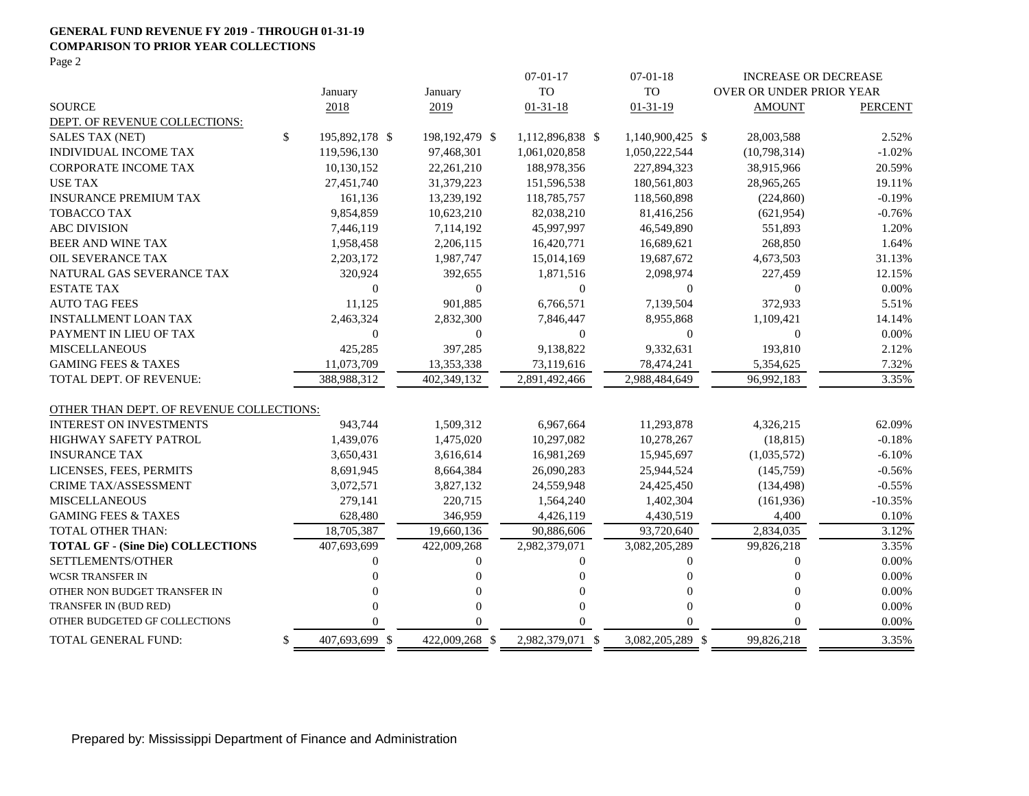**GENERAL FUND REVENUE FY 2019 - THROUGH 01-31-19**
**COMPARISON TO PRIOR YEAR COLLECTIONS**
Page 2

| SOURCE | January 2018 | January 2019 | 07-01-17 TO 01-31-18 | 07-01-18 TO 01-31-19 | INCREASE OR DECREASE OVER OR UNDER PRIOR YEAR AMOUNT | PERCENT |
|---|---|---|---|---|---|---|
| DEPT. OF REVENUE COLLECTIONS: | | | | | | |
| SALES TAX (NET) | $ 195,892,178 | $ 198,192,479 | $ 1,112,896,838 | $ 1,140,900,425 | $ 28,003,588 | 2.52% |
| INDIVIDUAL INCOME TAX | 119,596,130 | 97,468,301 | 1,061,020,858 | 1,050,222,544 | (10,798,314) | -1.02% |
| CORPORATE INCOME TAX | 10,130,152 | 22,261,210 | 188,978,356 | 227,894,323 | 38,915,966 | 20.59% |
| USE TAX | 27,451,740 | 31,379,223 | 151,596,538 | 180,561,803 | 28,965,265 | 19.11% |
| INSURANCE PREMIUM TAX | 161,136 | 13,239,192 | 118,785,757 | 118,560,898 | (224,860) | -0.19% |
| TOBACCO TAX | 9,854,859 | 10,623,210 | 82,038,210 | 81,416,256 | (621,954) | -0.76% |
| ABC DIVISION | 7,446,119 | 7,114,192 | 45,997,997 | 46,549,890 | 551,893 | 1.20% |
| BEER AND WINE TAX | 1,958,458 | 2,206,115 | 16,420,771 | 16,689,621 | 268,850 | 1.64% |
| OIL SEVERANCE TAX | 2,203,172 | 1,987,747 | 15,014,169 | 19,687,672 | 4,673,503 | 31.13% |
| NATURAL GAS SEVERANCE TAX | 320,924 | 392,655 | 1,871,516 | 2,098,974 | 227,459 | 12.15% |
| ESTATE TAX | 0 | 0 | 0 | 0 | 0 | 0.00% |
| AUTO TAG FEES | 11,125 | 901,885 | 6,766,571 | 7,139,504 | 372,933 | 5.51% |
| INSTALLMENT LOAN TAX | 2,463,324 | 2,832,300 | 7,846,447 | 8,955,868 | 1,109,421 | 14.14% |
| PAYMENT IN LIEU OF TAX | 0 | 0 | 0 | 0 | 0 | 0.00% |
| MISCELLANEOUS | 425,285 | 397,285 | 9,138,822 | 9,332,631 | 193,810 | 2.12% |
| GAMING FEES & TAXES | 11,073,709 | 13,353,338 | 73,119,616 | 78,474,241 | 5,354,625 | 7.32% |
| TOTAL DEPT. OF REVENUE: | 388,988,312 | 402,349,132 | 2,891,492,466 | 2,988,484,649 | 96,992,183 | 3.35% |
| OTHER THAN DEPT. OF REVENUE COLLECTIONS: | | | | | | |
| INTEREST ON INVESTMENTS | 943,744 | 1,509,312 | 6,967,664 | 11,293,878 | 4,326,215 | 62.09% |
| HIGHWAY SAFETY PATROL | 1,439,076 | 1,475,020 | 10,297,082 | 10,278,267 | (18,815) | -0.18% |
| INSURANCE TAX | 3,650,431 | 3,616,614 | 16,981,269 | 15,945,697 | (1,035,572) | -6.10% |
| LICENSES, FEES, PERMITS | 8,691,945 | 8,664,384 | 26,090,283 | 25,944,524 | (145,759) | -0.56% |
| CRIME TAX/ASSESSMENT | 3,072,571 | 3,827,132 | 24,559,948 | 24,425,450 | (134,498) | -0.55% |
| MISCELLANEOUS | 279,141 | 220,715 | 1,564,240 | 1,402,304 | (161,936) | -10.35% |
| GAMING FEES & TAXES | 628,480 | 346,959 | 4,426,119 | 4,430,519 | 4,400 | 0.10% |
| TOTAL OTHER THAN: | 18,705,387 | 19,660,136 | 90,886,606 | 93,720,640 | 2,834,035 | 3.12% |
| **TOTAL GF - (Sine Die) COLLECTIONS** | 407,693,699 | 422,009,268 | 2,982,379,071 | 3,082,205,289 | 99,826,218 | 3.35% |
| SETTLEMENTS/OTHER | 0 | 0 | 0 | 0 | 0 | 0.00% |
| WCSR TRANSFER IN | 0 | 0 | 0 | 0 | 0 | 0.00% |
| OTHER NON BUDGET TRANSFER IN | 0 | 0 | 0 | 0 | 0 | 0.00% |
| TRANSFER IN (BUD RED) | 0 | 0 | 0 | 0 | 0 | 0.00% |
| OTHER BUDGETED GF COLLECTIONS | 0 | 0 | 0 | 0 | 0 | 0.00% |
| TOTAL GENERAL FUND: | $ 407,693,699 | $ 422,009,268 | $ 2,982,379,071 | $ 3,082,205,289 | $ 99,826,218 | 3.35% |

Prepared by: Mississippi Department of Finance and Administration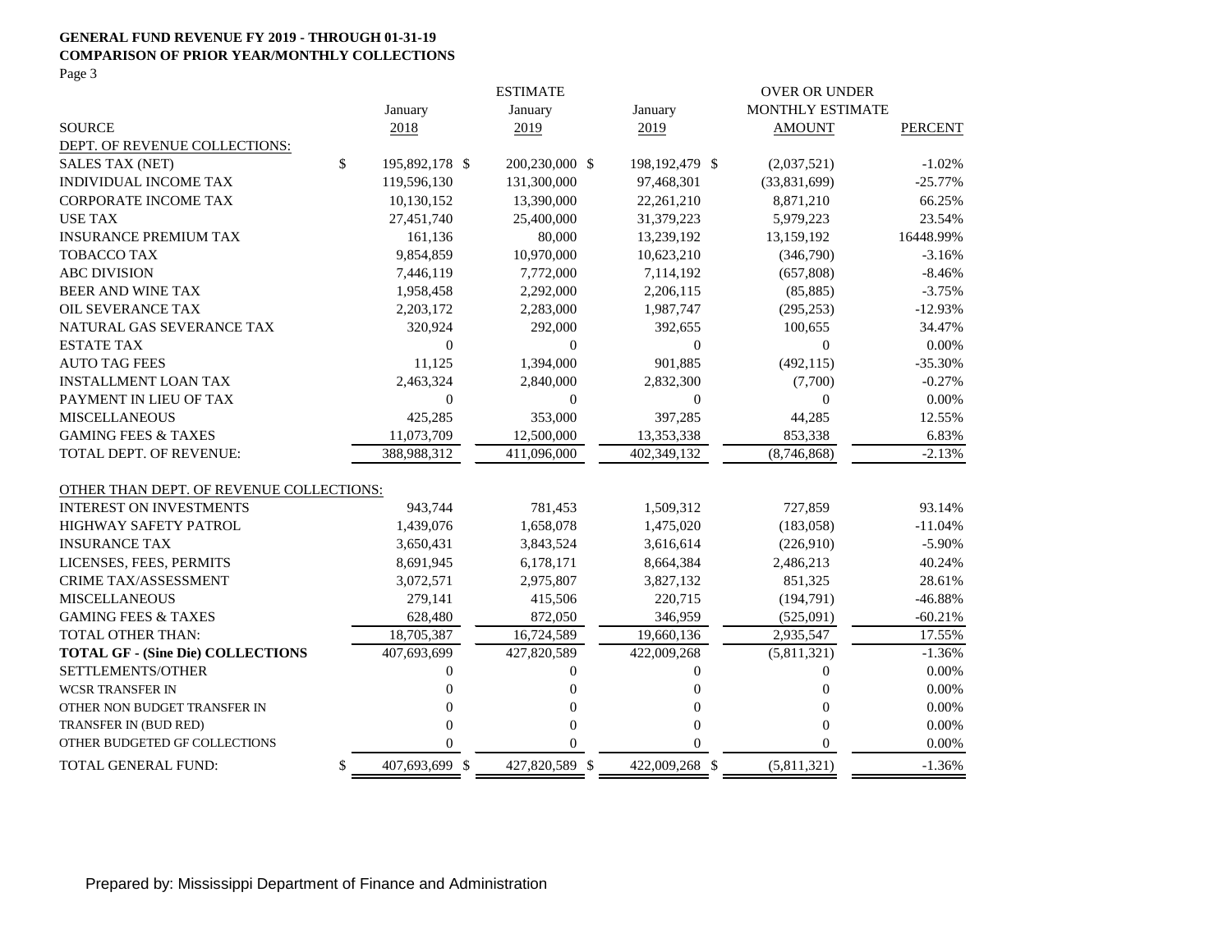**GENERAL FUND REVENUE FY 2019 - THROUGH 01-31-19**
**COMPARISON OF PRIOR YEAR/MONTHLY COLLECTIONS**
Page 3

| SOURCE | January 2018 | ESTIMATE January 2019 | January 2019 | OVER OR UNDER MONTHLY ESTIMATE AMOUNT | PERCENT |
|---|---|---|---|---|---|
| DEPT. OF REVENUE COLLECTIONS: | | | | | |
| SALES TAX (NET) | $ 195,892,178 | $ 200,230,000 | $ 198,192,479 | $ (2,037,521) | -1.02% |
| INDIVIDUAL INCOME TAX | 119,596,130 | 131,300,000 | 97,468,301 | (33,831,699) | -25.77% |
| CORPORATE INCOME TAX | 10,130,152 | 13,390,000 | 22,261,210 | 8,871,210 | 66.25% |
| USE TAX | 27,451,740 | 25,400,000 | 31,379,223 | 5,979,223 | 23.54% |
| INSURANCE PREMIUM TAX | 161,136 | 80,000 | 13,239,192 | 13,159,192 | 16448.99% |
| TOBACCO TAX | 9,854,859 | 10,970,000 | 10,623,210 | (346,790) | -3.16% |
| ABC DIVISION | 7,446,119 | 7,772,000 | 7,114,192 | (657,808) | -8.46% |
| BEER AND WINE TAX | 1,958,458 | 2,292,000 | 2,206,115 | (85,885) | -3.75% |
| OIL SEVERANCE TAX | 2,203,172 | 2,283,000 | 1,987,747 | (295,253) | -12.93% |
| NATURAL GAS SEVERANCE TAX | 320,924 | 292,000 | 392,655 | 100,655 | 34.47% |
| ESTATE TAX | 0 | 0 | 0 | 0 | 0.00% |
| AUTO TAG FEES | 11,125 | 1,394,000 | 901,885 | (492,115) | -35.30% |
| INSTALLMENT LOAN TAX | 2,463,324 | 2,840,000 | 2,832,300 | (7,700) | -0.27% |
| PAYMENT IN LIEU OF TAX | 0 | 0 | 0 | 0 | 0.00% |
| MISCELLANEOUS | 425,285 | 353,000 | 397,285 | 44,285 | 12.55% |
| GAMING FEES & TAXES | 11,073,709 | 12,500,000 | 13,353,338 | 853,338 | 6.83% |
| TOTAL DEPT. OF REVENUE: | 388,988,312 | 411,096,000 | 402,349,132 | (8,746,868) | -2.13% |
| OTHER THAN DEPT. OF REVENUE COLLECTIONS: | | | | | |
| INTEREST ON INVESTMENTS | 943,744 | 781,453 | 1,509,312 | 727,859 | 93.14% |
| HIGHWAY SAFETY PATROL | 1,439,076 | 1,658,078 | 1,475,020 | (183,058) | -11.04% |
| INSURANCE TAX | 3,650,431 | 3,843,524 | 3,616,614 | (226,910) | -5.90% |
| LICENSES, FEES, PERMITS | 8,691,945 | 6,178,171 | 8,664,384 | 2,486,213 | 40.24% |
| CRIME TAX/ASSESSMENT | 3,072,571 | 2,975,807 | 3,827,132 | 851,325 | 28.61% |
| MISCELLANEOUS | 279,141 | 415,506 | 220,715 | (194,791) | -46.88% |
| GAMING FEES & TAXES | 628,480 | 872,050 | 346,959 | (525,091) | -60.21% |
| TOTAL OTHER THAN: | 18,705,387 | 16,724,589 | 19,660,136 | 2,935,547 | 17.55% |
| **TOTAL GF - (Sine Die) COLLECTIONS** | 407,693,699 | 427,820,589 | 422,009,268 | (5,811,321) | -1.36% |
| SETTLEMENTS/OTHER | 0 | 0 | 0 | 0 | 0.00% |
| WCSR TRANSFER IN | 0 | 0 | 0 | 0 | 0.00% |
| OTHER NON BUDGET TRANSFER IN | 0 | 0 | 0 | 0 | 0.00% |
| TRANSFER IN (BUD RED) | 0 | 0 | 0 | 0 | 0.00% |
| OTHER BUDGETED GF COLLECTIONS | 0 | 0 | 0 | 0 | 0.00% |
| TOTAL GENERAL FUND: | $ 407,693,699 | $ 427,820,589 | $ 422,009,268 | $ (5,811,321) | -1.36% |

Prepared by: Mississippi Department of Finance and Administration